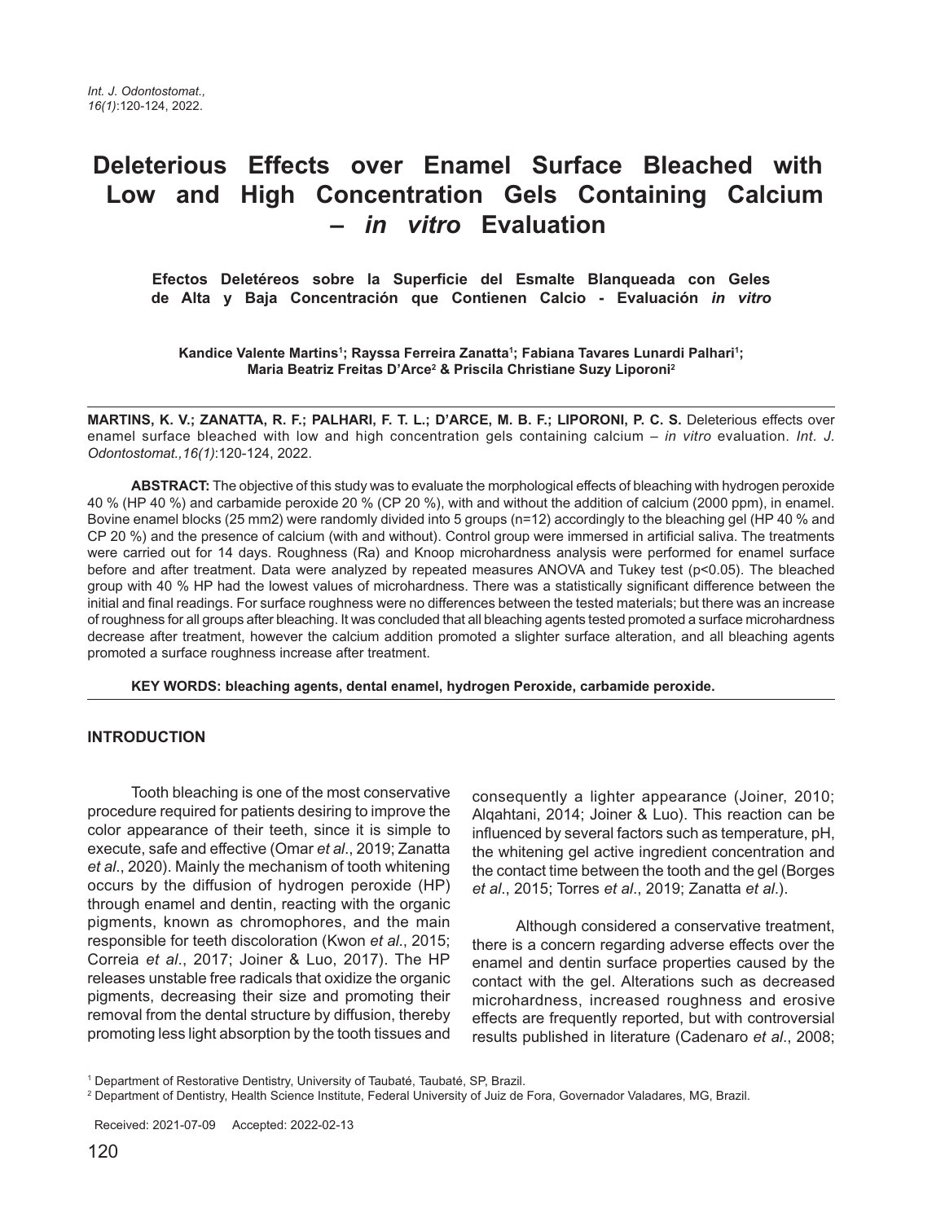# Deleterious Effects over Enamel Surface Bleached with Low and High Concentration Gels Containing Calcium – *in vitro* Evaluation

**Efectos Deletéreos sobre la Superficie del Esmalte Blanqueada con Geles de Alta y Baja Concentración que Contienen Calcio - Evaluación *in vitro***

**Kandice Valente Martins[1]; Rayssa Ferreira Zanatta[1]; Fabiana Tavares Lunardi Palhari[1]; Maria Beatriz Freitas D'Arce[2] & Priscila Christiane Suzy Liporoni[2]**

**MARTINS, K. V.; ZANATTA, R. F.; PALHARI, F. T. L.; D'ARCE, M. B. F.; LIPORONI, P. C. S.** Deleterious effects over enamel surface bleached with low and high concentration gels containing calcium – *in vitro* evaluation. *Int. J. Odontostomat.,16(1)*:120-124, 2022.

**ABSTRACT:** The objective of this study was to evaluate the morphological effects of bleaching with hydrogen peroxide 40 % (HP 40 %) and carbamide peroxide 20 % (CP 20 %), with and without the addition of calcium (2000 ppm), in enamel. Bovine enamel blocks (25 mm2) were randomly divided into 5 groups (n=12) accordingly to the bleaching gel (HP 40 % and CP 20 %) and the presence of calcium (with and without). Control group were immersed in artificial saliva. The treatments were carried out for 14 days. Roughness (Ra) and Knoop microhardness analysis were performed for enamel surface before and after treatment. Data were analyzed by repeated measures ANOVA and Tukey test ($p<0.05$). The bleached group with 40 % HP had the lowest values of microhardness. There was a statistically significant difference between the initial and final readings. For surface roughness were no differences between the tested materials; but there was an increase of roughness for all groups after bleaching. It was concluded that all bleaching agents tested promoted a surface microhardness decrease after treatment, however the calcium addition promoted a slighter surface alteration, and all bleaching agents promoted a surface roughness increase after treatment.

**KEY WORDS: bleaching agents, dental enamel, hydrogen Peroxide, carbamide peroxide.**

## INTRODUCTION

Tooth bleaching is one of the most conservative procedure required for patients desiring to improve the color appearance of their teeth, since it is simple to execute, safe and effective (Omar *et al*., 2019; Zanatta *et al*., 2020). Mainly the mechanism of tooth whitening occurs by the diffusion of hydrogen peroxide (HP) through enamel and dentin, reacting with the organic pigments, known as chromophores, and the main responsible for teeth discoloration (Kwon *et al*., 2015; Correia *et al*., 2017; Joiner & Luo, 2017). The HP releases unstable free radicals that oxidize the organic pigments, decreasing their size and promoting their removal from the dental structure by diffusion, thereby promoting less light absorption by the tooth tissues and consequently a lighter appearance (Joiner, 2010; Alqahtani, 2014; Joiner & Luo). This reaction can be influenced by several factors such as temperature, pH, the whitening gel active ingredient concentration and the contact time between the tooth and the gel (Borges *et al*., 2015; Torres *et al*., 2019; Zanatta *et al*.).

Although considered a conservative treatment, there is a concern regarding adverse effects over the enamel and dentin surface properties caused by the contact with the gel. Alterations such as decreased microhardness, increased roughness and erosive effects are frequently reported, but with controversial results published in literature (Cadenaro *et al*., 2008;

[1] Department of Restorative Dentistry, University of Taubaté, Taubaté, SP, Brazil.
[2] Department of Dentistry, Health Science Institute, Federal University of Juiz de Fora, Governador Valadares, MG, Brazil.

Received: 2021-07-09 Accepted: 2022-02-13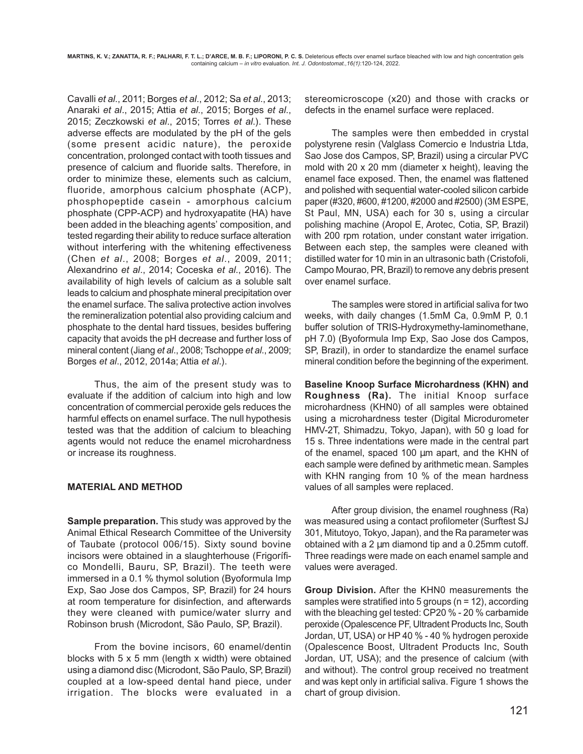Cavalli *et al*., 2011; Borges *et al*., 2012; Sa *et al*., 2013; Anaraki *et al*., 2015; Attia *et al*., 2015; Borges *et al*., 2015; Zeczkowski *et al*., 2015; Torres *et al*.). These adverse effects are modulated by the pH of the gels (some present acidic nature), the peroxide concentration, prolonged contact with tooth tissues and presence of calcium and fluoride salts. Therefore, in order to minimize these, elements such as calcium, fluoride, amorphous calcium phosphate (ACP), phosphopeptide casein - amorphous calcium phosphate (CPP-ACP) and hydroxyapatite (HA) have been added in the bleaching agents' composition, and tested regarding their ability to reduce surface alteration without interfering with the whitening effectiveness (Chen *et al*., 2008; Borges *et al*., 2009, 2011; Alexandrino *et al*., 2014; Coceska *et al*., 2016). The availability of high levels of calcium as a soluble salt leads to calcium and phosphate mineral precipitation over the enamel surface. The saliva protective action involves the remineralization potential also providing calcium and phosphate to the dental hard tissues, besides buffering capacity that avoids the pH decrease and further loss of mineral content (Jiang *et al*., 2008; Tschoppe *et al*., 2009; Borges *et al*., 2012, 2014a; Attia *et al*.).

Thus, the aim of the present study was to evaluate if the addition of calcium into high and low concentration of commercial peroxide gels reduces the harmful effects on enamel surface. The null hypothesis tested was that the addition of calcium to bleaching agents would not reduce the enamel microhardness or increase its roughness.

## MATERIAL AND METHOD

**Sample preparation.** This study was approved by the Animal Ethical Research Committee of the University of Taubate (protocol 006/15). Sixty sound bovine incisors were obtained in a slaughterhouse (Frigorífico Mondelli, Bauru, SP, Brazil). The teeth were immersed in a 0.1 % thymol solution (Byoformula Imp Exp, Sao Jose dos Campos, SP, Brazil) for 24 hours at room temperature for disinfection, and afterwards they were cleaned with pumice/water slurry and Robinson brush (Microdont, São Paulo, SP, Brazil).

From the bovine incisors, 60 enamel/dentin blocks with 5 x 5 mm (length x width) were obtained using a diamond disc (Microdont, São Paulo, SP, Brazil) coupled at a low-speed dental hand piece, under irrigation. The blocks were evaluated in a stereomicroscope (x20) and those with cracks or defects in the enamel surface were replaced.

The samples were then embedded in crystal polystyrene resin (Valglass Comercio e Industria Ltda, Sao Jose dos Campos, SP, Brazil) using a circular PVC mold with 20 x 20 mm (diameter x height), leaving the enamel face exposed. Then, the enamel was flattened and polished with sequential water-cooled silicon carbide paper (#320, #600, #1200, #2000 and #2500) (3M ESPE, St Paul, MN, USA) each for 30 s, using a circular polishing machine (Aropol E, Arotec, Cotia, SP, Brazil) with 200 rpm rotation, under constant water irrigation. Between each step, the samples were cleaned with distilled water for 10 min in an ultrasonic bath (Cristofoli, Campo Mourao, PR, Brazil) to remove any debris present over enamel surface.

The samples were stored in artificial saliva for two weeks, with daily changes (1.5mM Ca, 0.9mM P, 0.1 buffer solution of TRIS-Hydroxymethy-laminomethane, pH 7.0) (Byoformula Imp Exp, Sao Jose dos Campos, SP, Brazil), in order to standardize the enamel surface mineral condition before the beginning of the experiment.

**Baseline Knoop Surface Microhardness (KHN) and Roughness (Ra).** The initial Knoop surface microhardness (KHN0) of all samples were obtained using a microhardness tester (Digital Microdurometer HMV-2T, Shimadzu, Tokyo, Japan), with 50 g load for 15 s. Three indentations were made in the central part of the enamel, spaced 100 µm apart, and the KHN of each sample were defined by arithmetic mean. Samples with KHN ranging from 10 % of the mean hardness values of all samples were replaced.

After group division, the enamel roughness (Ra) was measured using a contact profilometer (Surftest SJ 301, Mitutoyo, Tokyo, Japan), and the Ra parameter was obtained with a 2 µm diamond tip and a 0.25mm cutoff. Three readings were made on each enamel sample and values were averaged.

**Group Division.** After the KHN0 measurements the samples were stratified into 5 groups (n = 12), according with the bleaching gel tested: CP20 % - 20 % carbamide peroxide (Opalescence PF, Ultradent Products Inc, South Jordan, UT, USA) or HP 40 % - 40 % hydrogen peroxide (Opalescence Boost, Ultradent Products Inc, South Jordan, UT, USA); and the presence of calcium (with and without). The control group received no treatment and was kept only in artificial saliva. Figure 1 shows the chart of group division.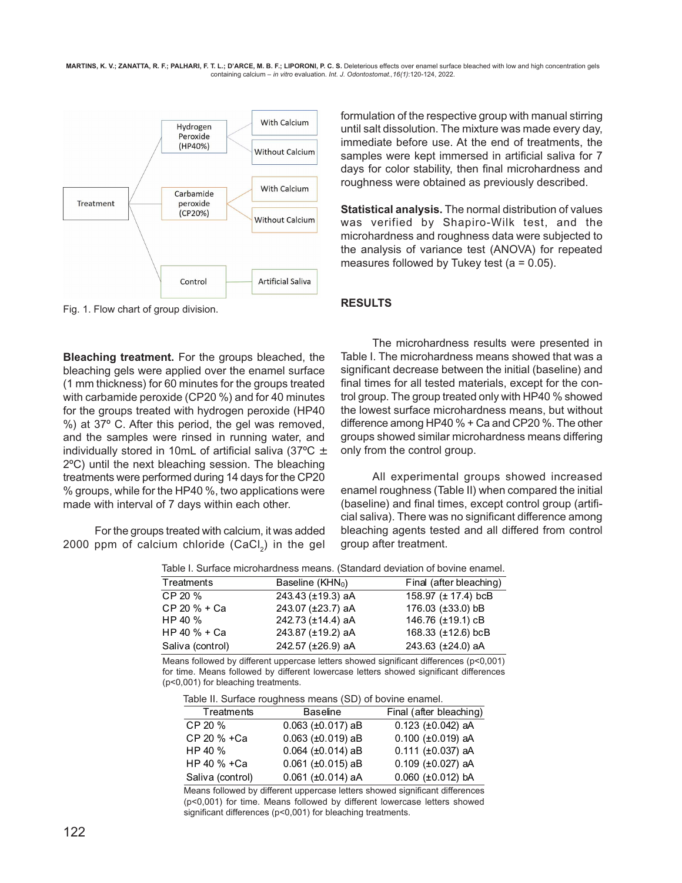Treatment

- Hydrogen Peroxide (HP40%)
  - With Calcium
  - Without Calcium
- Carbamide peroxide (CP20%)
  - With Calcium
  - Without Calcium
- Control
  - Artificial Saliva

Fig. 1. Flow chart of group division.

**Bleaching treatment.** For the groups bleached, the bleaching gels were applied over the enamel surface (1 mm thickness) for 60 minutes for the groups treated with carbamide peroxide (CP20 %) and for 40 minutes for the groups treated with hydrogen peroxide (HP40 %) at 37º C. After this period, the gel was removed, and the samples were rinsed in running water, and individually stored in 10mL of artificial saliva (37ºC ± 2ºC) until the next bleaching session. The bleaching treatments were performed during 14 days for the CP20 % groups, while for the HP40 %, two applications were made with interval of 7 days within each other.

For the groups treated with calcium, it was added 2000 ppm of calcium chloride ($CaCl_2$) in the gel formulation of the respective group with manual stirring until salt dissolution. The mixture was made every day, immediate before use. At the end of treatments, the samples were kept immersed in artificial saliva for 7 days for color stability, then final microhardness and roughness were obtained as previously described.

**Statistical analysis.** The normal distribution of values was verified by Shapiro-Wilk test, and the microhardness and roughness data were subjected to the analysis of variance test (ANOVA) for repeated measures followed by Tukey test (a = 0.05).

## RESULTS

The microhardness results were presented in Table I. The microhardness means showed that was a significant decrease between the initial (baseline) and final times for all tested materials, except for the control group. The group treated only with HP40 % showed the lowest surface microhardness means, but without difference among HP40 % + Ca and CP20 %. The other groups showed similar microhardness means differing only from the control group.

All experimental groups showed increased enamel roughness (Table II) when compared the initial (baseline) and final times, except control group (artificial saliva). There was no significant difference among bleaching agents tested and all differed from control group after treatment.

Table I. Surface microhardness means. (Standard deviation of bovine enamel.

| Treatments | Baseline ($KHN_0$) | Final (after bleaching) |
|---|---|---|
| CP 20 % | 243.43 (±19.3) aA | 158.97 (± 17.4) bcB |
| CP 20 % + Ca | 243.07 (±23.7) aA | 176.03 (±33.0) bB |
| HP 40 % | 242.73 (±14.4) aA | 146.76 (±19.1) cB |
| HP 40 % + Ca | 243.87 (±19.2) aA | 168.33 (±12.6) bcB |
| Saliva (control) | 242.57 (±26.9) aA | 243.63 (±24.0) aA |

Means followed by different uppercase letters showed significant differences (p<0,001) for time. Means followed by different lowercase letters showed significant differences (p<0,001) for bleaching treatments.

Table II. Surface roughness means (SD) of bovine enamel.

| Treatments | Baseline | Final (after bleaching) |
|---|---|---|
| CP 20 % | 0.063 (±0.017) aB | 0.123 (±0.042) aA |
| CP 20 % +Ca | 0.063 (±0.019) aB | 0.100 (±0.019) aA |
| HP 40 % | 0.064 (±0.014) aB | 0.111 (±0.037) aA |
| HP 40 % +Ca | 0.061 (±0.015) aB | 0.109 (±0.027) aA |
| Saliva (control) | 0.061 (±0.014) aA | 0.060 (±0.012) bA |

Means followed by different uppercase letters showed significant differences (p<0,001) for time. Means followed by different lowercase letters showed significant differences (p<0,001) for bleaching treatments.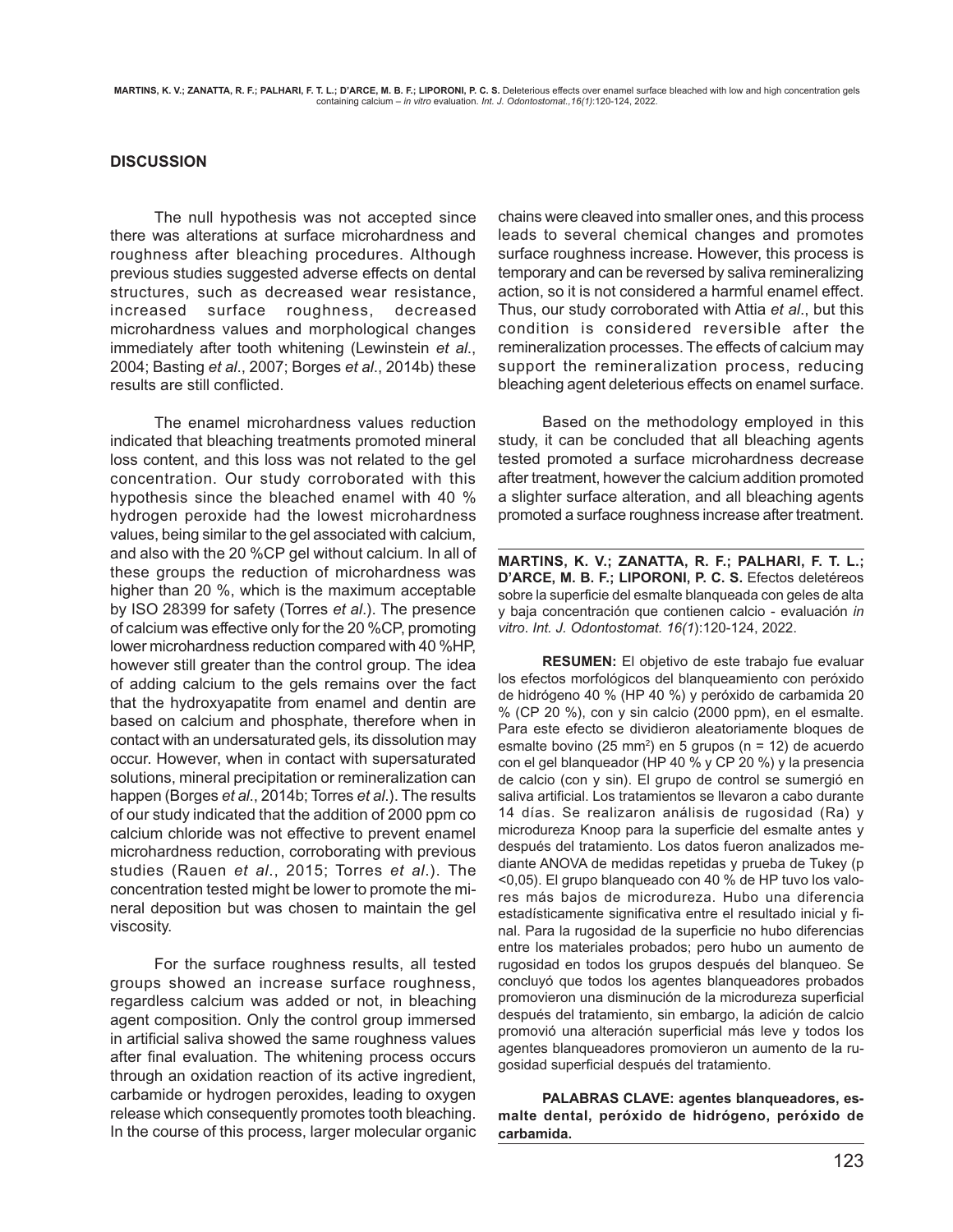## DISCUSSION

The null hypothesis was not accepted since there was alterations at surface microhardness and roughness after bleaching procedures. Although previous studies suggested adverse effects on dental structures, such as decreased wear resistance, increased surface roughness, decreased microhardness values and morphological changes immediately after tooth whitening (Lewinstein *et al*., 2004; Basting *et al*., 2007; Borges *et al*., 2014b) these results are still conflicted.

The enamel microhardness values reduction indicated that bleaching treatments promoted mineral loss content, and this loss was not related to the gel concentration. Our study corroborated with this hypothesis since the bleached enamel with 40 % hydrogen peroxide had the lowest microhardness values, being similar to the gel associated with calcium, and also with the 20 %CP gel without calcium. In all of these groups the reduction of microhardness was higher than 20 %, which is the maximum acceptable by ISO 28399 for safety (Torres *et al*.). The presence of calcium was effective only for the 20 %CP, promoting lower microhardness reduction compared with 40 %HP, however still greater than the control group. The idea of adding calcium to the gels remains over the fact that the hydroxyapatite from enamel and dentin are based on calcium and phosphate, therefore when in contact with an undersaturated gels, its dissolution may occur. However, when in contact with supersaturated solutions, mineral precipitation or remineralization can happen (Borges *et al*., 2014b; Torres *et al*.). The results of our study indicated that the addition of 2000 ppm co calcium chloride was not effective to prevent enamel microhardness reduction, corroborating with previous studies (Rauen *et al*., 2015; Torres *et al*.). The concentration tested might be lower to promote the mineral deposition but was chosen to maintain the gel viscosity.

For the surface roughness results, all tested groups showed an increase surface roughness, regardless calcium was added or not, in bleaching agent composition. Only the control group immersed in artificial saliva showed the same roughness values after final evaluation. The whitening process occurs through an oxidation reaction of its active ingredient, carbamide or hydrogen peroxides, leading to oxygen release which consequently promotes tooth bleaching. In the course of this process, larger molecular organic chains were cleaved into smaller ones, and this process leads to several chemical changes and promotes surface roughness increase. However, this process is temporary and can be reversed by saliva remineralizing action, so it is not considered a harmful enamel effect. Thus, our study corroborated with Attia *et al*., but this condition is considered reversible after the remineralization processes. The effects of calcium may support the remineralization process, reducing bleaching agent deleterious effects on enamel surface.

Based on the methodology employed in this study, it can be concluded that all bleaching agents tested promoted a surface microhardness decrease after treatment, however the calcium addition promoted a slighter surface alteration, and all bleaching agents promoted a surface roughness increase after treatment.

---

**MARTINS, K. V.; ZANATTA, R. F.; PALHARI, F. T. L.; D'ARCE, M. B. F.; LIPORONI, P. C. S.** Efectos deletéreos sobre la superficie del esmalte blanqueada con geles de alta y baja concentración que contienen calcio - evaluación *in vitro*. *Int. J. Odontostomat. 16(1)*:120-124, 2022.

**RESUMEN:** El objetivo de este trabajo fue evaluar los efectos morfológicos del blanqueamiento con peróxido de hidrógeno 40 % (HP 40 %) y peróxido de carbamida 20 % (CP 20 %), con y sin calcio (2000 ppm), en el esmalte. Para este efecto se dividieron aleatoriamente bloques de esmalte bovino (25 $mm^2$) en 5 grupos (n = 12) de acuerdo con el gel blanqueador (HP 40 % y CP 20 %) y la presencia de calcio (con y sin). El grupo de control se sumergió en saliva artificial. Los tratamientos se llevaron a cabo durante 14 días. Se realizaron análisis de rugosidad (Ra) y microdureza Knoop para la superficie del esmalte antes y después del tratamiento. Los datos fueron analizados mediante ANOVA de medidas repetidas y prueba de Tukey ($p < 0,05$). El grupo blanqueado con 40 % de HP tuvo los valores más bajos de microdureza. Hubo una diferencia estadísticamente significativa entre el resultado inicial y final. Para la rugosidad de la superficie no hubo diferencias entre los materiales probados; pero hubo un aumento de rugosidad en todos los grupos después del blanqueo. Se concluyó que todos los agentes blanqueadores probados promovieron una disminución de la microdureza superficial después del tratamiento, sin embargo, la adición de calcio promovió una alteración superficial más leve y todos los agentes blanqueadores promovieron un aumento de la rugosidad superficial después del tratamiento.

**PALABRAS CLAVE: agentes blanqueadores, esmalte dental, peróxido de hidrógeno, peróxido de carbamida.**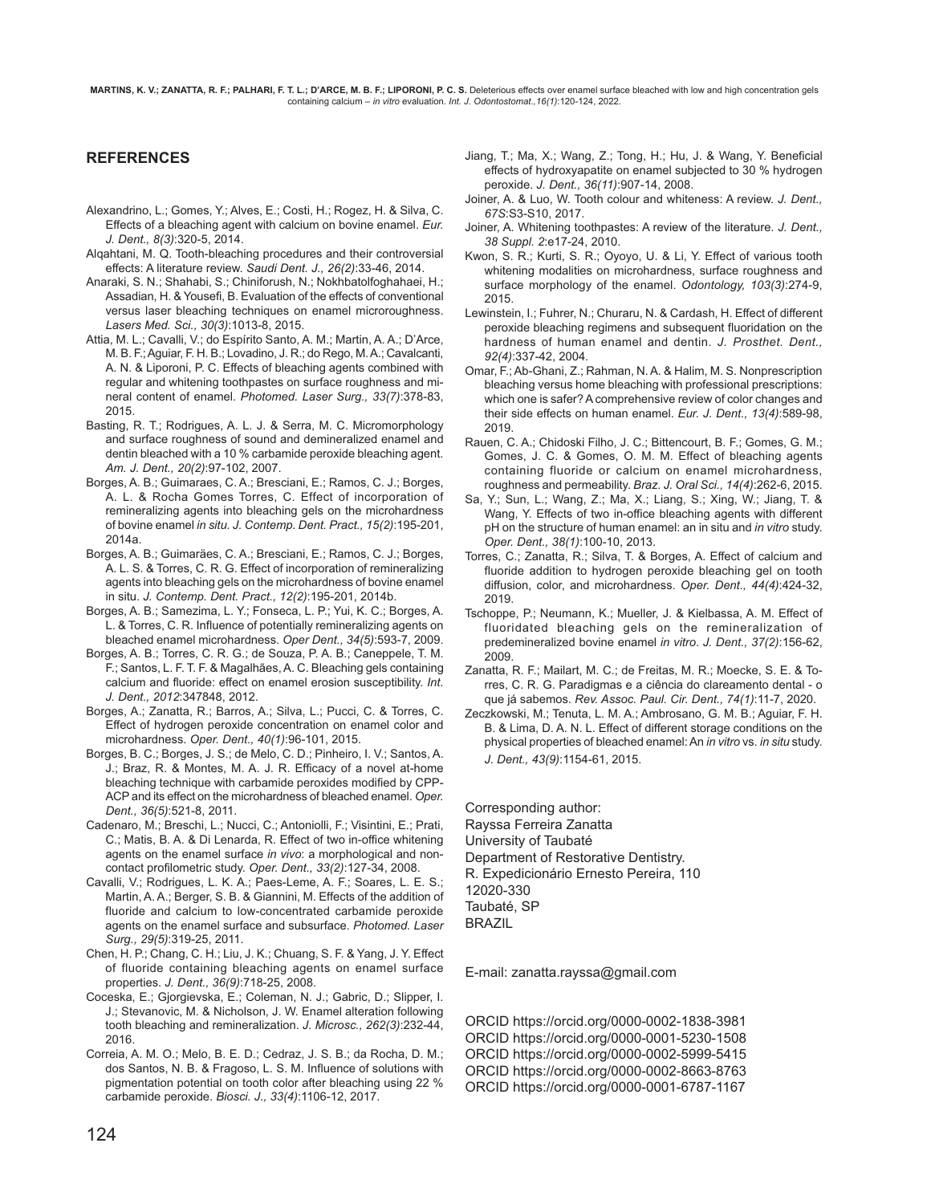## REFERENCES

Alexandrino, L.; Gomes, Y.; Alves, E.; Costi, H.; Rogez, H. & Silva, C. Effects of a bleaching agent with calcium on bovine enamel. *Eur. J. Dent., 8(3)*:320-5, 2014.

Alqahtani, M. Q. Tooth-bleaching procedures and their controversial effects: A literature review. *Saudi Dent. J., 26(2)*:33-46, 2014.

Anaraki, S. N.; Shahabi, S.; Chiniforush, N.; Nokhbatolfoghahaei, H.; Assadian, H. & Yousefi, B. Evaluation of the effects of conventional versus laser bleaching techniques on enamel microroughness. *Lasers Med. Sci., 30(3)*:1013-8, 2015.

Attia, M. L.; Cavalli, V.; do Espírito Santo, A. M.; Martin, A. A.; D'Arce, M. B. F.; Aguiar, F. H. B.; Lovadino, J. R.; do Rego, M. A.; Cavalcanti, A. N. & Liporoni, P. C. Effects of bleaching agents combined with regular and whitening toothpastes on surface roughness and mineral content of enamel. *Photomed. Laser Surg., 33(7)*:378-83, 2015.

Basting, R. T.; Rodrigues, A. L. J. & Serra, M. C. Micromorphology and surface roughness of sound and demineralized enamel and dentin bleached with a 10 % carbamide peroxide bleaching agent. *Am. J. Dent., 20(2)*:97-102, 2007.

Borges, A. B.; Guimaraes, C. A.; Bresciani, E.; Ramos, C. J.; Borges, A. L. & Rocha Gomes Torres, C. Effect of incorporation of remineralizing agents into bleaching gels on the microhardness of bovine enamel *in situ*. *J. Contemp. Dent. Pract., 15(2)*:195-201, 2014a.

Borges, A. B.; Guimarães, C. A.; Bresciani, E.; Ramos, C. J.; Borges, A. L. S. & Torres, C. R. G. Effect of incorporation of remineralizing agents into bleaching gels on the microhardness of bovine enamel in situ. *J. Contemp. Dent. Pract., 12(2)*:195-201, 2014b.

Borges, A. B.; Samezima, L. Y.; Fonseca, L. P.; Yui, K. C.; Borges, A. L. & Torres, C. R. Influence of potentially remineralizing agents on bleached enamel microhardness. *Oper Dent., 34(5)*:593-7, 2009.

Borges, A. B.; Torres, C. R. G.; de Souza, P. A. B.; Caneppele, T. M. F.; Santos, L. F. T. F. & Magalhães, A. C. Bleaching gels containing calcium and fluoride: effect on enamel erosion susceptibility. *Int. J. Dent., 2012*:347848, 2012.

Borges, A.; Zanatta, R.; Barros, A.; Silva, L.; Pucci, C. & Torres, C. Effect of hydrogen peroxide concentration on enamel color and microhardness. *Oper. Dent., 40(1)*:96-101, 2015.

Borges, B. C.; Borges, J. S.; de Melo, C. D.; Pinheiro, I. V.; Santos, A. J.; Braz, R. & Montes, M. A. J. R. Efficacy of a novel at-home bleaching technique with carbamide peroxides modified by CPP-ACP and its effect on the microhardness of bleached enamel. *Oper. Dent., 36(5)*:521-8, 2011.

Cadenaro, M.; Breschi, L.; Nucci, C.; Antoniolli, F.; Visintini, E.; Prati, C.; Matis, B. A. & Di Lenarda, R. Effect of two in-office whitening agents on the enamel surface *in vivo*: a morphological and non-contact profilometric study. *Oper. Dent., 33(2)*:127-34, 2008.

Cavalli, V.; Rodrigues, L. K. A.; Paes-Leme, A. F.; Soares, L. E. S.; Martin, A. A.; Berger, S. B. & Giannini, M. Effects of the addition of fluoride and calcium to low-concentrated carbamide peroxide agents on the enamel surface and subsurface. *Photomed. Laser Surg., 29(5)*:319-25, 2011.

Chen, H. P.; Chang, C. H.; Liu, J. K.; Chuang, S. F. & Yang, J. Y. Effect of fluoride containing bleaching agents on enamel surface properties. *J. Dent., 36(9)*:718-25, 2008.

Coceska, E.; Gjorgievska, E.; Coleman, N. J.; Gabric, D.; Slipper, I. J.; Stevanovic, M. & Nicholson, J. W. Enamel alteration following tooth bleaching and remineralization. *J. Microsc., 262(3)*:232-44, 2016.

Correia, A. M. O.; Melo, B. E. D.; Cedraz, J. S. B.; da Rocha, D. M.; dos Santos, N. B. & Fragoso, L. S. M. Influence of solutions with pigmentation potential on tooth color after bleaching using 22 % carbamide peroxide. *Biosci. J., 33(4)*:1106-12, 2017.

Jiang, T.; Ma, X.; Wang, Z.; Tong, H.; Hu, J. & Wang, Y. Beneficial effects of hydroxyapatite on enamel subjected to 30 % hydrogen peroxide. *J. Dent., 36(11)*:907-14, 2008.

Joiner, A. & Luo, W. Tooth colour and whiteness: A review. *J. Dent., 67S*:S3-S10, 2017.

Joiner, A. Whitening toothpastes: A review of the literature. *J. Dent., 38 Suppl. 2*:e17-24, 2010.

Kwon, S. R.; Kurti, S. R.; Oyoyo, U. & Li, Y. Effect of various tooth whitening modalities on microhardness, surface roughness and surface morphology of the enamel. *Odontology, 103(3)*:274-9, 2015.

Lewinstein, I.; Fuhrer, N.; Churaru, N. & Cardash, H. Effect of different peroxide bleaching regimens and subsequent fluoridation on the hardness of human enamel and dentin. *J. Prosthet. Dent., 92(4)*:337-42, 2004.

Omar, F.; Ab-Ghani, Z.; Rahman, N. A. & Halim, M. S. Nonprescription bleaching versus home bleaching with professional prescriptions: which one is safer? A comprehensive review of color changes and their side effects on human enamel. *Eur. J. Dent., 13(4)*:589-98, 2019.

Rauen, C. A.; Chidoski Filho, J. C.; Bittencourt, B. F.; Gomes, G. M.; Gomes, J. C. & Gomes, O. M. M. Effect of bleaching agents containing fluoride or calcium on enamel microhardness, roughness and permeability. *Braz. J. Oral Sci., 14(4)*:262-6, 2015.

Sa, Y.; Sun, L.; Wang, Z.; Ma, X.; Liang, S.; Xing, W.; Jiang, T. & Wang, Y. Effects of two in-office bleaching agents with different pH on the structure of human enamel: an in situ and *in vitro* study. *Oper. Dent., 38(1)*:100-10, 2013.

Torres, C.; Zanatta, R.; Silva, T. & Borges, A. Effect of calcium and fluoride addition to hydrogen peroxide bleaching gel on tooth diffusion, color, and microhardness. *Oper. Dent., 44(4)*:424-32, 2019.

Tschoppe, P.; Neumann, K.; Mueller, J. & Kielbassa, A. M. Effect of fluoridated bleaching gels on the remineralization of predemineralized bovine enamel *in vitro*. *J. Dent., 37(2)*:156-62, 2009.

Zanatta, R. F.; Mailart, M. C.; de Freitas, M. R.; Moecke, S. E. & Torres, C. R. G. Paradigmas e a ciência do clareamento dental - o que já sabemos. *Rev. Assoc. Paul. Cir. Dent., 74(1)*:11-7, 2020.

Zeczkowski, M.; Tenuta, L. M. A.; Ambrosano, G. M. B.; Aguiar, F. H. B. & Lima, D. A. N. L. Effect of different storage conditions on the physical properties of bleached enamel: An *in vitro* vs. *in situ* study. *J. Dent., 43(9)*:1154-61, 2015.

Corresponding author:
Rayssa Ferreira Zanatta
University of Taubaté
Department of Restorative Dentistry.
R. Expedicionário Ernesto Pereira, 110
12020-330
Taubaté, SP
BRAZIL

E-mail: zanatta.rayssa@gmail.com

ORCID https://orcid.org/0000-0002-1838-3981
ORCID https://orcid.org/0000-0001-5230-1508
ORCID https://orcid.org/0000-0002-5999-5415
ORCID https://orcid.org/0000-0002-8663-8763
ORCID https://orcid.org/0000-0001-6787-1167